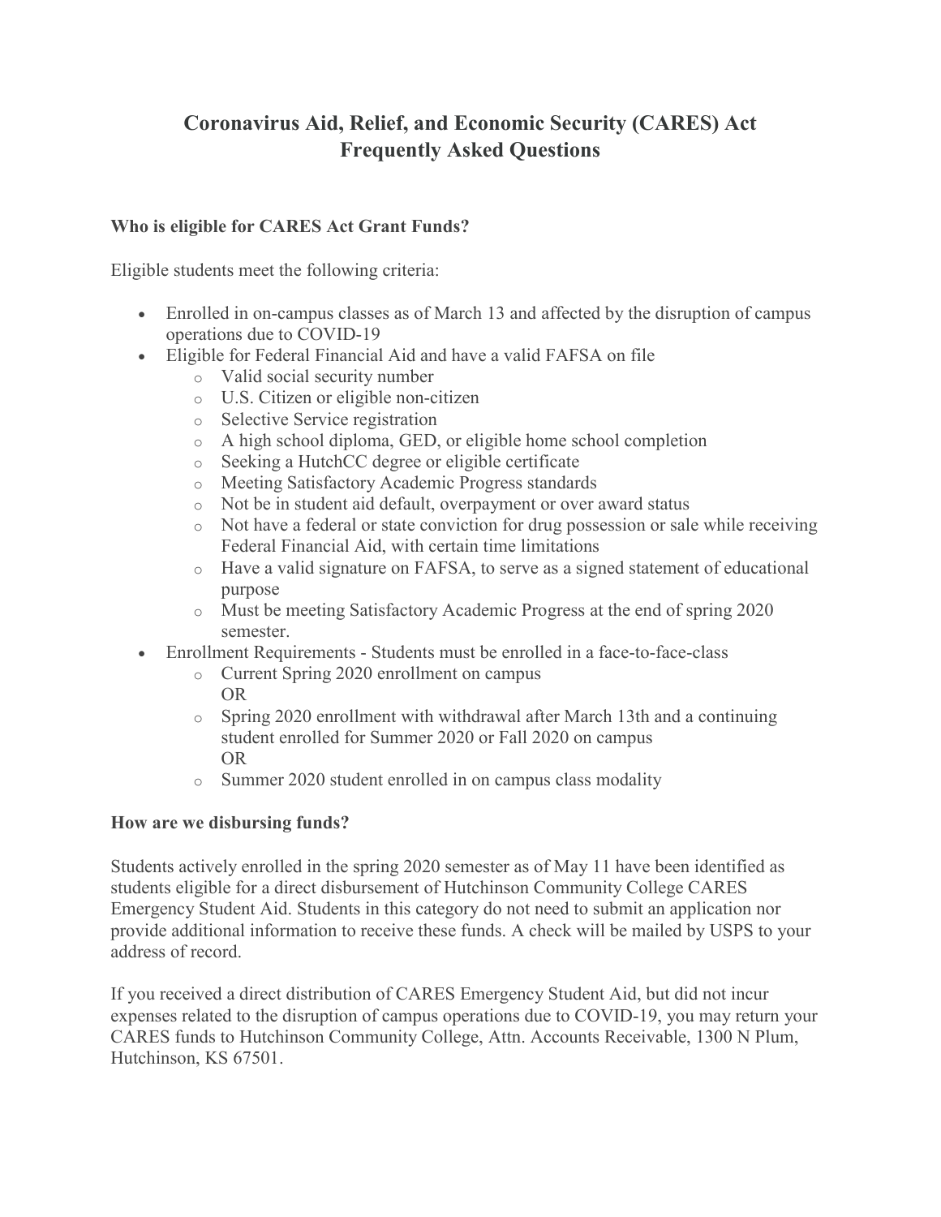# Coronavirus Aid, Relief, and Economic Security (CARES) Act Frequently Asked Questions

### Who is eligible for CARES Act Grant Funds?

Eligible students meet the following criteria:

- Enrolled in on-campus classes as of March 13 and affected by the disruption of campus operations due to COVID-19
- Eligible for Federal Financial Aid and have a valid FAFSA on file
  - Valid social security number
  - U.S. Citizen or eligible non-citizen
  - Selective Service registration
  - A high school diploma, GED, or eligible home school completion
  - Seeking a HutchCC degree or eligible certificate
  - Meeting Satisfactory Academic Progress standards
  - Not be in student aid default, overpayment or over award status
  - Not have a federal or state conviction for drug possession or sale while receiving Federal Financial Aid, with certain time limitations
  - Have a valid signature on FAFSA, to serve as a signed statement of educational purpose
  - Must be meeting Satisfactory Academic Progress at the end of spring 2020 semester.
- Enrollment Requirements - Students must be enrolled in a face-to-face-class
  - Current Spring 2020 enrollment on campus
    OR
  - Spring 2020 enrollment with withdrawal after March 13th and a continuing student enrolled for Summer 2020 or Fall 2020 on campus
    OR
  - Summer 2020 student enrolled in on campus class modality

### How are we disbursing funds?

Students actively enrolled in the spring 2020 semester as of May 11 have been identified as students eligible for a direct disbursement of Hutchinson Community College CARES Emergency Student Aid. Students in this category do not need to submit an application nor provide additional information to receive these funds. A check will be mailed by USPS to your address of record.

If you received a direct distribution of CARES Emergency Student Aid, but did not incur expenses related to the disruption of campus operations due to COVID-19, you may return your CARES funds to Hutchinson Community College, Attn. Accounts Receivable, 1300 N Plum, Hutchinson, KS 67501.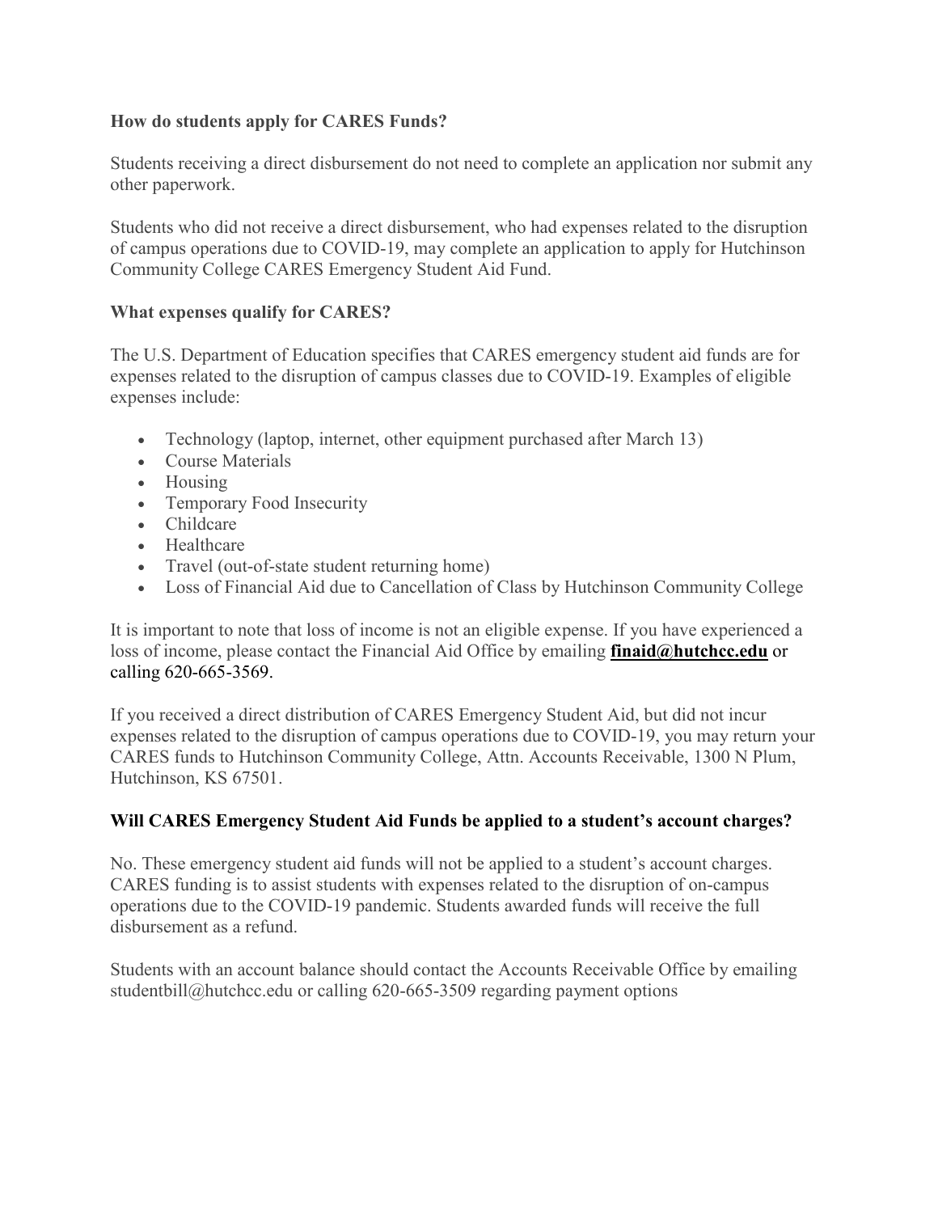### How do students apply for CARES Funds?

Students receiving a direct disbursement do not need to complete an application nor submit any other paperwork.

Students who did not receive a direct disbursement, who had expenses related to the disruption of campus operations due to COVID-19, may complete an application to apply for Hutchinson Community College CARES Emergency Student Aid Fund.

### What expenses qualify for CARES?

The U.S. Department of Education specifies that CARES emergency student aid funds are for expenses related to the disruption of campus classes due to COVID-19. Examples of eligible expenses include:

- Technology (laptop, internet, other equipment purchased after March 13)
- Course Materials
- Housing
- Temporary Food Insecurity
- Childcare
- Healthcare
- Travel (out-of-state student returning home)
- Loss of Financial Aid due to Cancellation of Class by Hutchinson Community College

It is important to note that loss of income is not an eligible expense. If you have experienced a loss of income, please contact the Financial Aid Office by emailing **finaid@hutchcc.edu** or calling 620-665-3569.

If you received a direct distribution of CARES Emergency Student Aid, but did not incur expenses related to the disruption of campus operations due to COVID-19, you may return your CARES funds to Hutchinson Community College, Attn. Accounts Receivable, 1300 N Plum, Hutchinson, KS 67501.

### Will CARES Emergency Student Aid Funds be applied to a student's account charges?

No. These emergency student aid funds will not be applied to a student's account charges. CARES funding is to assist students with expenses related to the disruption of on-campus operations due to the COVID-19 pandemic. Students awarded funds will receive the full disbursement as a refund.

Students with an account balance should contact the Accounts Receivable Office by emailing studentbill@hutchcc.edu or calling 620-665-3509 regarding payment options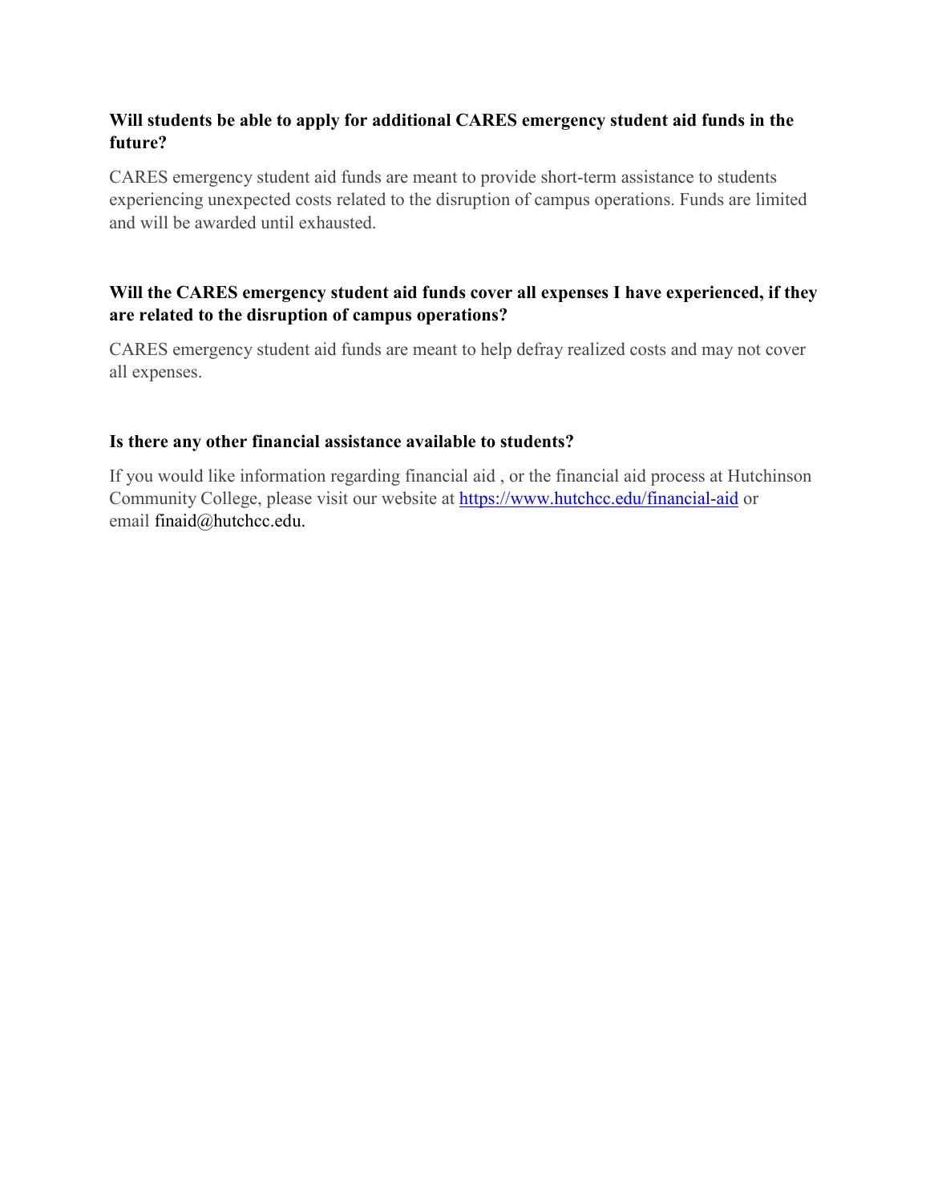**Will students be able to apply for additional CARES emergency student aid funds in the future?**

CARES emergency student aid funds are meant to provide short-term assistance to students experiencing unexpected costs related to the disruption of campus operations. Funds are limited and will be awarded until exhausted.

**Will the CARES emergency student aid funds cover all expenses I have experienced, if they are related to the disruption of campus operations?**

CARES emergency student aid funds are meant to help defray realized costs and may not cover all expenses.

**Is there any other financial assistance available to students?**

If you would like information regarding financial aid , or the financial aid process at Hutchinson Community College, please visit our website at [https://www.hutchcc.edu/financial-aid](https://www.hutchcc.edu/financial-aid) or email finaid@hutchcc.edu.